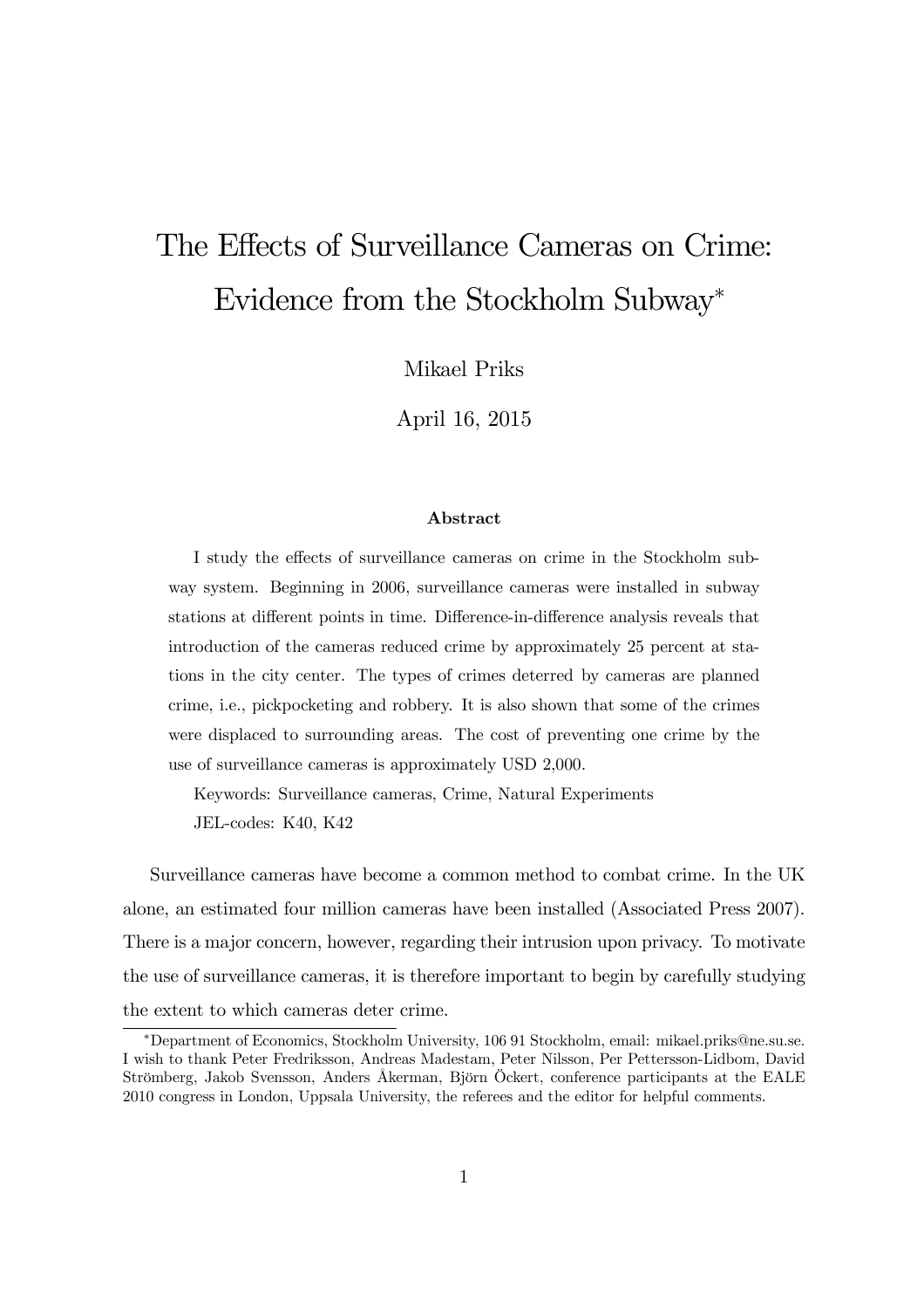# The Effects of Surveillance Cameras on Crime: Evidence from the Stockholm Subway*

Mikael Priks

April 16, 2015

### Abstract

I study the effects of surveillance cameras on crime in the Stockholm subway system. Beginning in 2006, surveillance cameras were installed in subway stations at different points in time. Difference-in-difference analysis reveals that introduction of the cameras reduced crime by approximately 25 percent at stations in the city center. The types of crimes deterred by cameras are planned crime, i.e., pickpocketing and robbery. It is also shown that some of the crimes were displaced to surrounding areas. The cost of preventing one crime by the use of surveillance cameras is approximately USD 2,000.

Keywords: Surveillance cameras, Crime, Natural Experiments

JEL-codes: K40, K42

Surveillance cameras have become a common method to combat crime. In the UK alone, an estimated four million cameras have been installed (Associated Press 2007). There is a major concern, however, regarding their intrusion upon privacy. To motivate the use of surveillance cameras, it is therefore important to begin by carefully studying the extent to which cameras deter crime.

*Department of Economics, Stockholm University, 106 91 Stockholm, email: mikael.priks@ne.su.se. I wish to thank Peter Fredriksson, Andreas Madestam, Peter Nilsson, Per Pettersson-Lidbom, David Strömberg, Jakob Svensson, Anders Åkerman, Björn Öckert, conference participants at the EALE 2010 congress in London, Uppsala University, the referees and the editor for helpful comments.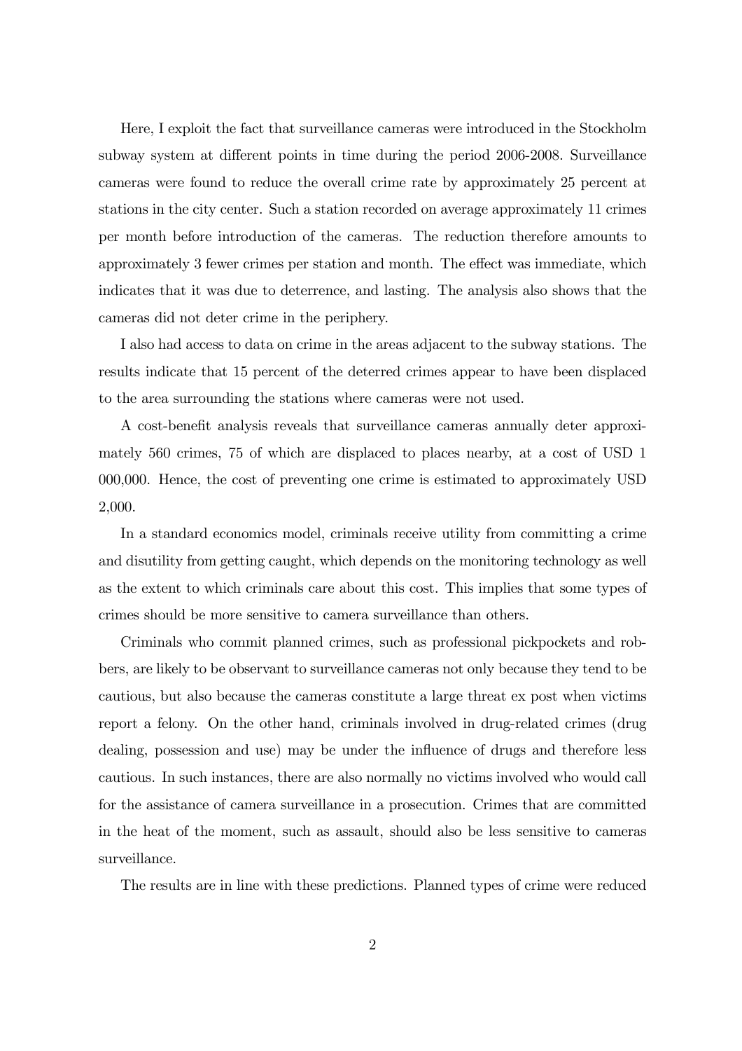Here, I exploit the fact that surveillance cameras were introduced in the Stockholm subway system at different points in time during the period 2006-2008. Surveillance cameras were found to reduce the overall crime rate by approximately 25 percent at stations in the city center. Such a station recorded on average approximately 11 crimes per month before introduction of the cameras. The reduction therefore amounts to approximately 3 fewer crimes per station and month. The effect was immediate, which indicates that it was due to deterrence, and lasting. The analysis also shows that the cameras did not deter crime in the periphery.

I also had access to data on crime in the areas adjacent to the subway stations. The results indicate that 15 percent of the deterred crimes appear to have been displaced to the area surrounding the stations where cameras were not used.

A cost-benefit analysis reveals that surveillance cameras annually deter approximately 560 crimes, 75 of which are displaced to places nearby, at a cost of USD 1 000,000. Hence, the cost of preventing one crime is estimated to approximately USD 2,000.

In a standard economics model, criminals receive utility from committing a crime and disutility from getting caught, which depends on the monitoring technology as well as the extent to which criminals care about this cost. This implies that some types of crimes should be more sensitive to camera surveillance than others.

Criminals who commit planned crimes, such as professional pickpockets and robbers, are likely to be observant to surveillance cameras not only because they tend to be cautious, but also because the cameras constitute a large threat ex post when victims report a felony. On the other hand, criminals involved in drug-related crimes (drug dealing, possession and use) may be under the influence of drugs and therefore less cautious. In such instances, there are also normally no victims involved who would call for the assistance of camera surveillance in a prosecution. Crimes that are committed in the heat of the moment, such as assault, should also be less sensitive to cameras surveillance.

The results are in line with these predictions. Planned types of crime were reduced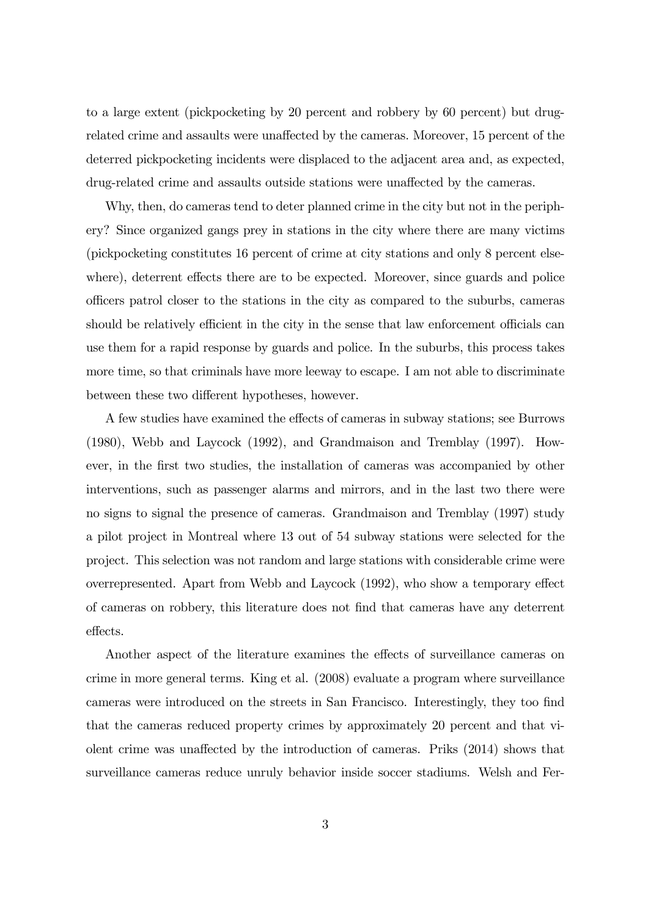to a large extent (pickpocketing by 20 percent and robbery by 60 percent) but drug-related crime and assaults were unaffected by the cameras. Moreover, 15 percent of the deterred pickpocketing incidents were displaced to the adjacent area and, as expected, drug-related crime and assaults outside stations were unaffected by the cameras.

Why, then, do cameras tend to deter planned crime in the city but not in the periphery? Since organized gangs prey in stations in the city where there are many victims (pickpocketing constitutes 16 percent of crime at city stations and only 8 percent elsewhere), deterrent effects there are to be expected. Moreover, since guards and police officers patrol closer to the stations in the city as compared to the suburbs, cameras should be relatively efficient in the city in the sense that law enforcement officials can use them for a rapid response by guards and police. In the suburbs, this process takes more time, so that criminals have more leeway to escape. I am not able to discriminate between these two different hypotheses, however.

A few studies have examined the effects of cameras in subway stations; see Burrows (1980), Webb and Laycock (1992), and Grandmaison and Tremblay (1997). However, in the first two studies, the installation of cameras was accompanied by other interventions, such as passenger alarms and mirrors, and in the last two there were no signs to signal the presence of cameras. Grandmaison and Tremblay (1997) study a pilot project in Montreal where 13 out of 54 subway stations were selected for the project. This selection was not random and large stations with considerable crime were overrepresented. Apart from Webb and Laycock (1992), who show a temporary effect of cameras on robbery, this literature does not find that cameras have any deterrent effects.

Another aspect of the literature examines the effects of surveillance cameras on crime in more general terms. King et al. (2008) evaluate a program where surveillance cameras were introduced on the streets in San Francisco. Interestingly, they too find that the cameras reduced property crimes by approximately 20 percent and that violent crime was unaffected by the introduction of cameras. Priks (2014) shows that surveillance cameras reduce unruly behavior inside soccer stadiums. Welsh and Fer-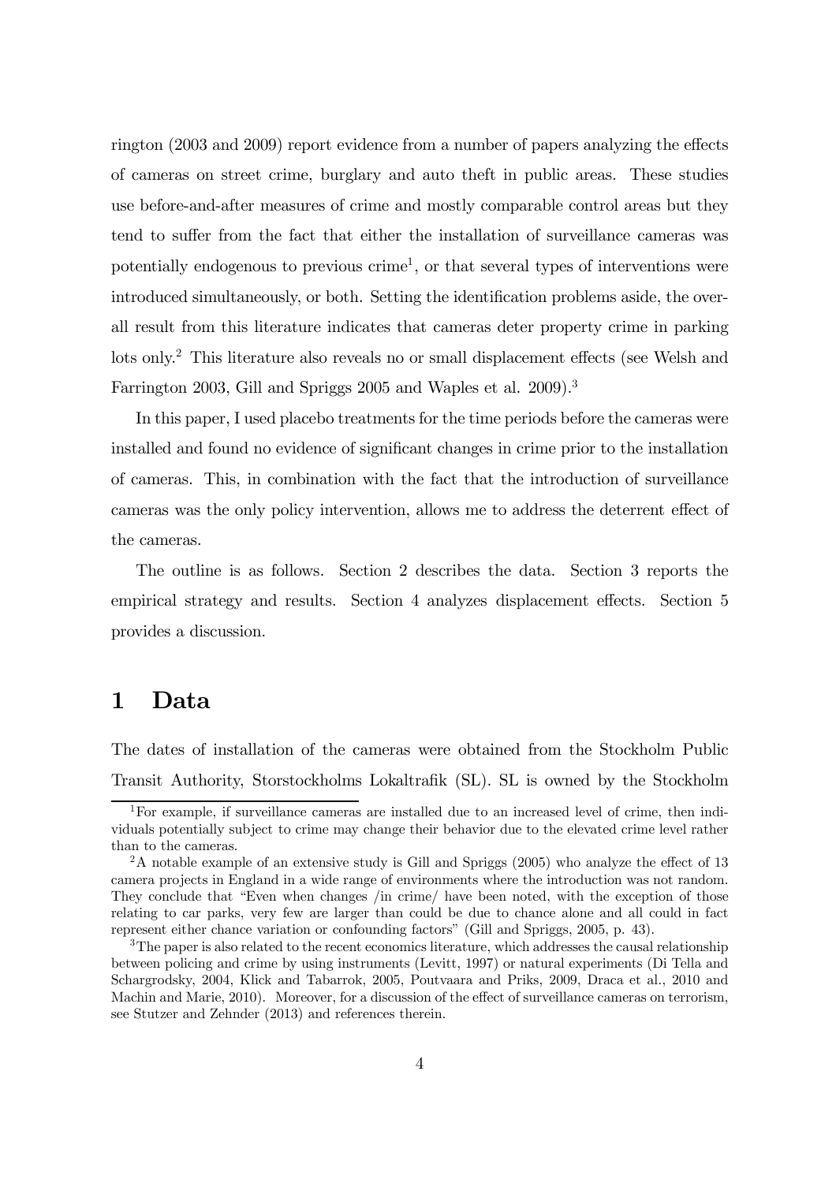rington (2003 and 2009) report evidence from a number of papers analyzing the effects of cameras on street crime, burglary and auto theft in public areas. These studies use before-and-after measures of crime and mostly comparable control areas but they tend to suffer from the fact that either the installation of surveillance cameras was potentially endogenous to previous crime[1], or that several types of interventions were introduced simultaneously, or both. Setting the identification problems aside, the overall result from this literature indicates that cameras deter property crime in parking lots only.[2] This literature also reveals no or small displacement effects (see Welsh and Farrington 2003, Gill and Spriggs 2005 and Waples et al. 2009).[3]

In this paper, I used placebo treatments for the time periods before the cameras were installed and found no evidence of significant changes in crime prior to the installation of cameras. This, in combination with the fact that the introduction of surveillance cameras was the only policy intervention, allows me to address the deterrent effect of the cameras.

The outline is as follows. Section 2 describes the data. Section 3 reports the empirical strategy and results. Section 4 analyzes displacement effects. Section 5 provides a discussion.

# 1 Data

The dates of installation of the cameras were obtained from the Stockholm Public Transit Authority, Storstockholms Lokaltrafik (SL). SL is owned by the Stockholm

[1] For example, if surveillance cameras are installed due to an increased level of crime, then individuals potentially subject to crime may change their behavior due to the elevated crime level rather than to the cameras.

[2] A notable example of an extensive study is Gill and Spriggs (2005) who analyze the effect of 13 camera projects in England in a wide range of environments where the introduction was not random. They conclude that "Even when changes /in crime/ have been noted, with the exception of those relating to car parks, very few are larger than could be due to chance alone and all could in fact represent either chance variation or confounding factors" (Gill and Spriggs, 2005, p. 43).

[3] The paper is also related to the recent economics literature, which addresses the causal relationship between policing and crime by using instruments (Levitt, 1997) or natural experiments (Di Tella and Schargrodsky, 2004, Klick and Tabarrok, 2005, Poutvaara and Priks, 2009, Draca et al., 2010 and Machin and Marie, 2010). Moreover, for a discussion of the effect of surveillance cameras on terrorism, see Stutzer and Zehnder (2013) and references therein.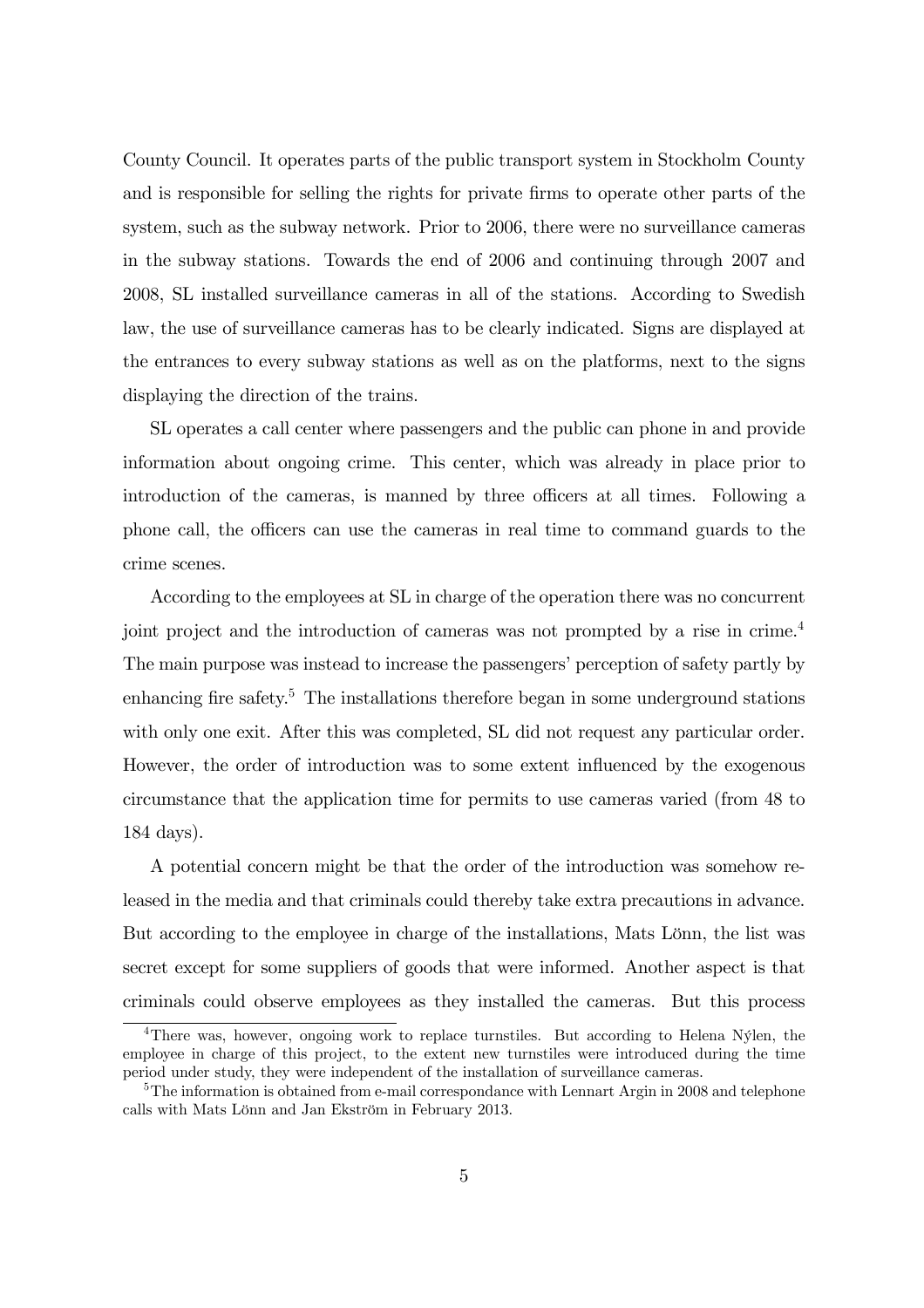County Council. It operates parts of the public transport system in Stockholm County and is responsible for selling the rights for private firms to operate other parts of the system, such as the subway network. Prior to 2006, there were no surveillance cameras in the subway stations. Towards the end of 2006 and continuing through 2007 and 2008, SL installed surveillance cameras in all of the stations. According to Swedish law, the use of surveillance cameras has to be clearly indicated. Signs are displayed at the entrances to every subway stations as well as on the platforms, next to the signs displaying the direction of the trains.

SL operates a call center where passengers and the public can phone in and provide information about ongoing crime. This center, which was already in place prior to introduction of the cameras, is manned by three officers at all times. Following a phone call, the officers can use the cameras in real time to command guards to the crime scenes.

According to the employees at SL in charge of the operation there was no concurrent joint project and the introduction of cameras was not prompted by a rise in crime.[4] The main purpose was instead to increase the passengers' perception of safety partly by enhancing fire safety.[5] The installations therefore began in some underground stations with only one exit. After this was completed, SL did not request any particular order. However, the order of introduction was to some extent influenced by the exogenous circumstance that the application time for permits to use cameras varied (from 48 to 184 days).

A potential concern might be that the order of the introduction was somehow released in the media and that criminals could thereby take extra precautions in advance. But according to the employee in charge of the installations, Mats Lönn, the list was secret except for some suppliers of goods that were informed. Another aspect is that criminals could observe employees as they installed the cameras. But this process

[4] There was, however, ongoing work to replace turnstiles. But according to Helena Nýlen, the employee in charge of this project, to the extent new turnstiles were introduced during the time period under study, they were independent of the installation of surveillance cameras.

[5] The information is obtained from e-mail correspondance with Lennart Argin in 2008 and telephone calls with Mats Lönn and Jan Ekström in February 2013.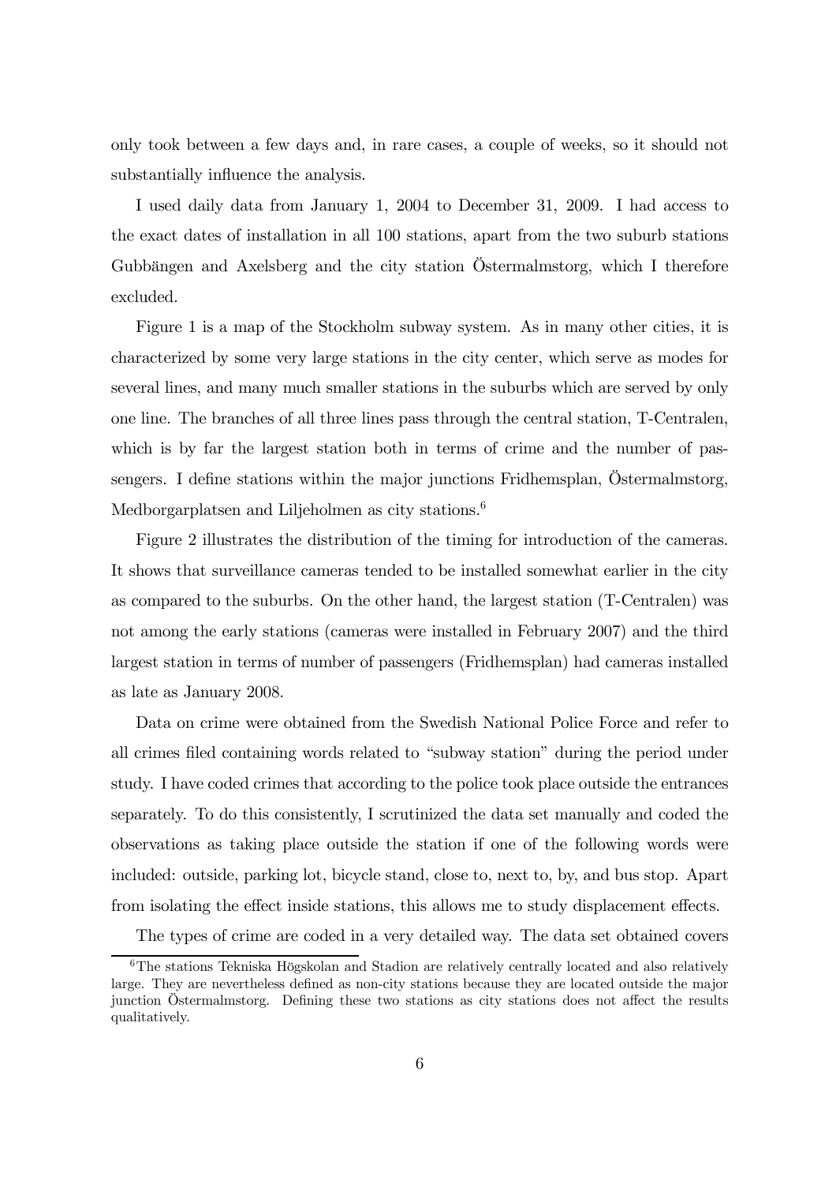only took between a few days and, in rare cases, a couple of weeks, so it should not substantially influence the analysis.

I used daily data from January 1, 2004 to December 31, 2009. I had access to the exact dates of installation in all 100 stations, apart from the two suburb stations Gubbängen and Axelsberg and the city station Östermalmstorg, which I therefore excluded.

Figure 1 is a map of the Stockholm subway system. As in many other cities, it is characterized by some very large stations in the city center, which serve as modes for several lines, and many much smaller stations in the suburbs which are served by only one line. The branches of all three lines pass through the central station, T-Centralen, which is by far the largest station both in terms of crime and the number of passengers. I define stations within the major junctions Fridhemsplan, Östermalmstorg, Medborgarplatsen and Liljeholmen as city stations.[6]

Figure 2 illustrates the distribution of the timing for introduction of the cameras. It shows that surveillance cameras tended to be installed somewhat earlier in the city as compared to the suburbs. On the other hand, the largest station (T-Centralen) was not among the early stations (cameras were installed in February 2007) and the third largest station in terms of number of passengers (Fridhemsplan) had cameras installed as late as January 2008.

Data on crime were obtained from the Swedish National Police Force and refer to all crimes filed containing words related to "subway station" during the period under study. I have coded crimes that according to the police took place outside the entrances separately. To do this consistently, I scrutinized the data set manually and coded the observations as taking place outside the station if one of the following words were included: outside, parking lot, bicycle stand, close to, next to, by, and bus stop. Apart from isolating the effect inside stations, this allows me to study displacement effects.

The types of crime are coded in a very detailed way. The data set obtained covers

[6] The stations Tekniska Högskolan and Stadion are relatively centrally located and also relatively large. They are nevertheless defined as non-city stations because they are located outside the major junction Östermalmstorg. Defining these two stations as city stations does not affect the results qualitatively.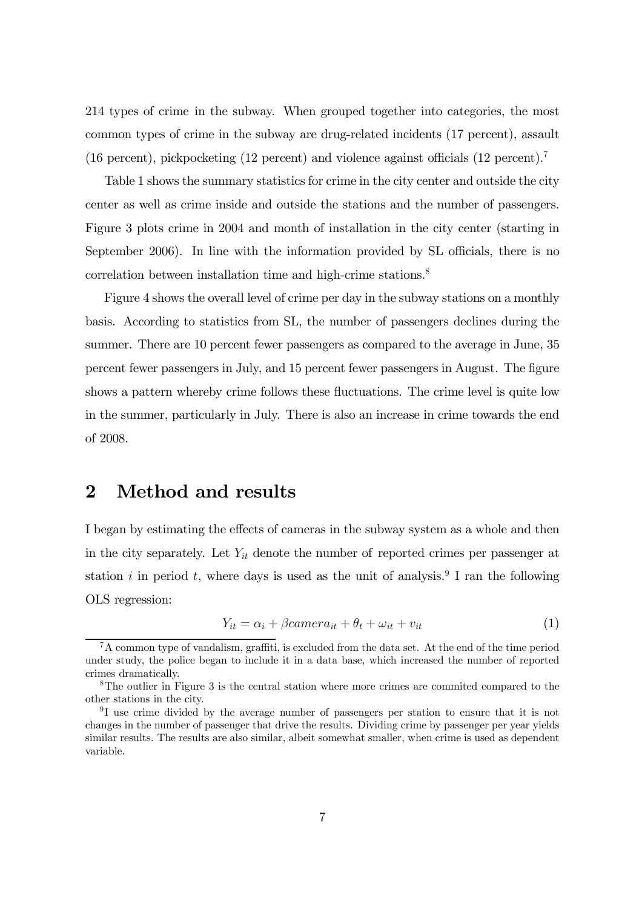214 types of crime in the subway. When grouped together into categories, the most common types of crime in the subway are drug-related incidents (17 percent), assault (16 percent), pickpocketing (12 percent) and violence against officials (12 percent).[7]

Table 1 shows the summary statistics for crime in the city center and outside the city center as well as crime inside and outside the stations and the number of passengers. Figure 3 plots crime in 2004 and month of installation in the city center (starting in September 2006). In line with the information provided by SL officials, there is no correlation between installation time and high-crime stations.[8]

Figure 4 shows the overall level of crime per day in the subway stations on a monthly basis. According to statistics from SL, the number of passengers declines during the summer. There are 10 percent fewer passengers as compared to the average in June, 35 percent fewer passengers in July, and 15 percent fewer passengers in August. The figure shows a pattern whereby crime follows these fluctuations. The crime level is quite low in the summer, particularly in July. There is also an increase in crime towards the end of 2008.

# 2 Method and results

I began by estimating the effects of cameras in the subway system as a whole and then in the city separately. Let $Y_{it}$ denote the number of reported crimes per passenger at station $i$ in period $t$, where days is used as the unit of analysis.[9] I ran the following OLS regression:

$$Y_{it} = \alpha_i + \beta camera_{it} + \theta_t + \omega_{it} + v_{it} \tag{1}$$

[7] A common type of vandalism, graffiti, is excluded from the data set. At the end of the time period under study, the police began to include it in a data base, which increased the number of reported crimes dramatically.

[8] The outlier in Figure 3 is the central station where more crimes are commited compared to the other stations in the city.

[9] I use crime divided by the average number of passengers per station to ensure that it is not changes in the number of passenger that drive the results. Dividing crime by passenger per year yields similar results. The results are also similar, albeit somewhat smaller, when crime is used as dependent variable.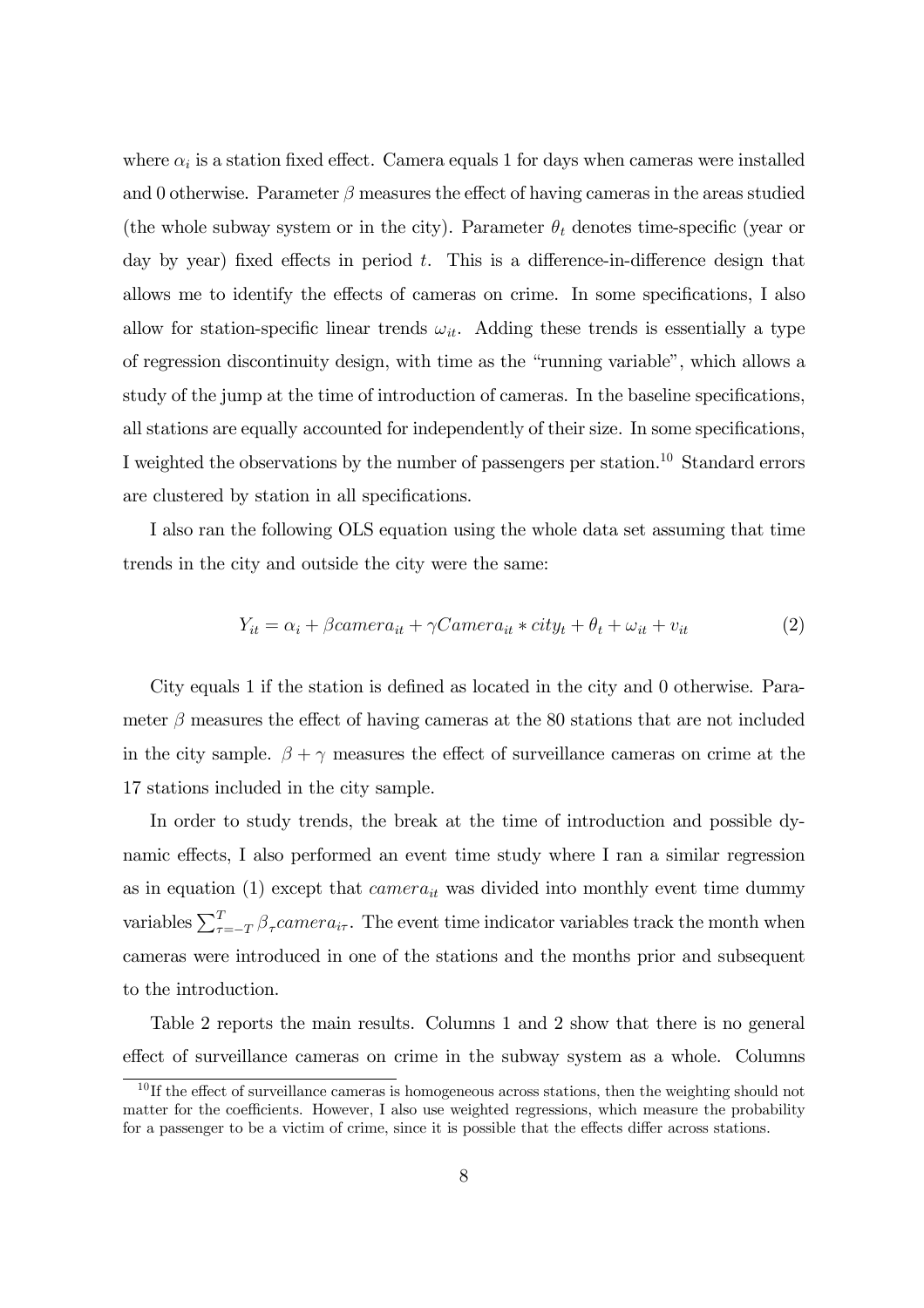where $\alpha_i$ is a station fixed effect. Camera equals 1 for days when cameras were installed and 0 otherwise. Parameter $\beta$ measures the effect of having cameras in the areas studied (the whole subway system or in the city). Parameter $\theta_t$ denotes time-specific (year or day by year) fixed effects in period $t$. This is a difference-in-difference design that allows me to identify the effects of cameras on crime. In some specifications, I also allow for station-specific linear trends $\omega_{it}$. Adding these trends is essentially a type of regression discontinuity design, with time as the "running variable", which allows a study of the jump at the time of introduction of cameras. In the baseline specifications, all stations are equally accounted for independently of their size. In some specifications, I weighted the observations by the number of passengers per station.[10] Standard errors are clustered by station in all specifications.

I also ran the following OLS equation using the whole data set assuming that time trends in the city and outside the city were the same:

$$Y_{it} = \alpha_i + \beta camera_{it} + \gamma Camera_{it} * city_t + \theta_t + \omega_{it} + v_{it} \tag{2}$$

City equals 1 if the station is defined as located in the city and 0 otherwise. Parameter $\beta$ measures the effect of having cameras at the 80 stations that are not included in the city sample. $\beta + \gamma$ measures the effect of surveillance cameras on crime at the 17 stations included in the city sample.

In order to study trends, the break at the time of introduction and possible dynamic effects, I also performed an event time study where I ran a similar regression as in equation (1) except that $camera_{it}$ was divided into monthly event time dummy variables $\sum_{\tau=-T}^{T} \beta_\tau camera_{i\tau}$. The event time indicator variables track the month when cameras were introduced in one of the stations and the months prior and subsequent to the introduction.

Table 2 reports the main results. Columns 1 and 2 show that there is no general effect of surveillance cameras on crime in the subway system as a whole. Columns

[10] If the effect of surveillance cameras is homogeneous across stations, then the weighting should not matter for the coefficients. However, I also use weighted regressions, which measure the probability for a passenger to be a victim of crime, since it is possible that the effects differ across stations.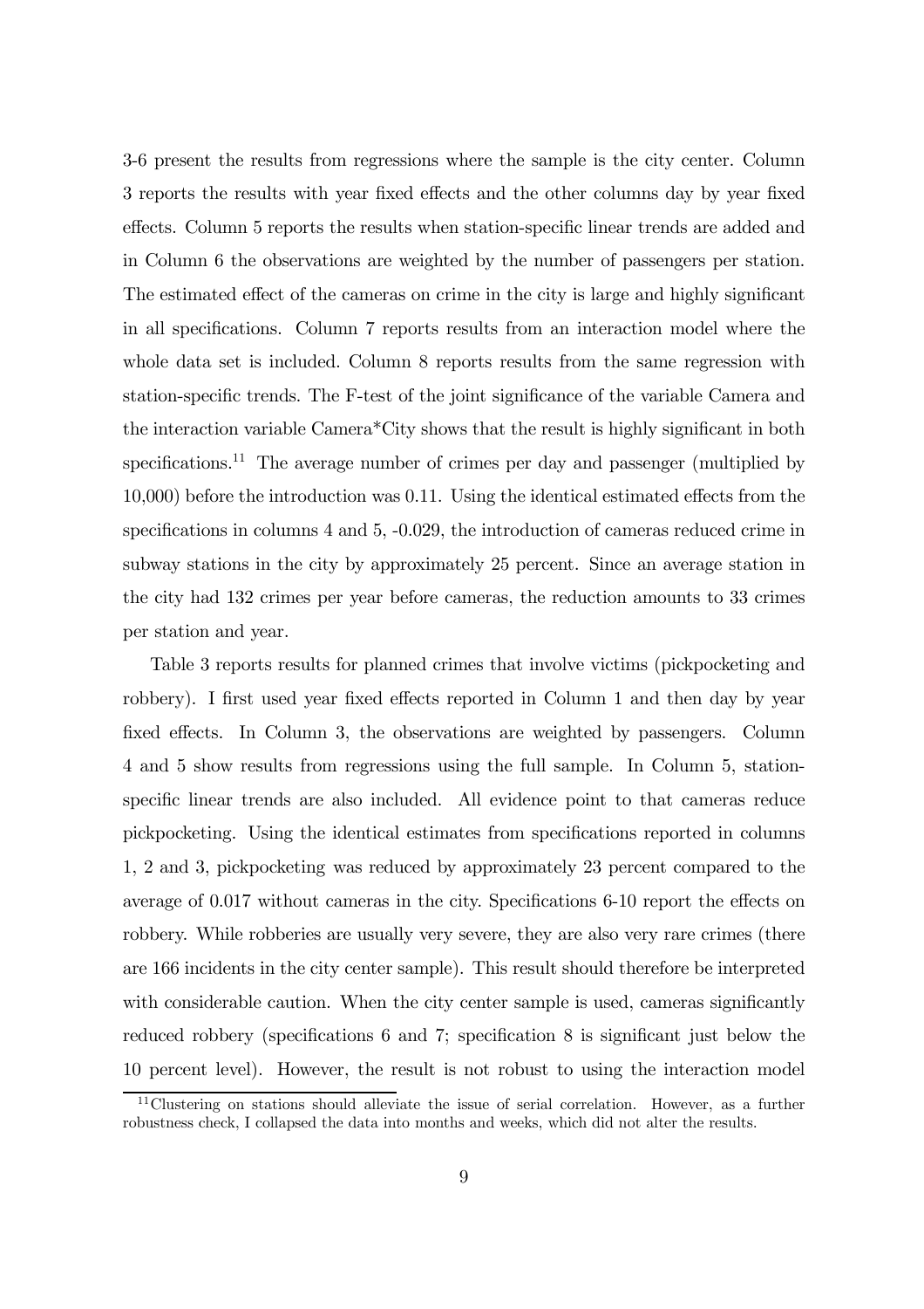3-6 present the results from regressions where the sample is the city center. Column 3 reports the results with year fixed effects and the other columns day by year fixed effects. Column 5 reports the results when station-specific linear trends are added and in Column 6 the observations are weighted by the number of passengers per station. The estimated effect of the cameras on crime in the city is large and highly significant in all specifications. Column 7 reports results from an interaction model where the whole data set is included. Column 8 reports results from the same regression with station-specific trends. The F-test of the joint significance of the variable Camera and the interaction variable Camera*City shows that the result is highly significant in both specifications.[11] The average number of crimes per day and passenger (multiplied by 10,000) before the introduction was 0.11. Using the identical estimated effects from the specifications in columns 4 and 5, -0.029, the introduction of cameras reduced crime in subway stations in the city by approximately 25 percent. Since an average station in the city had 132 crimes per year before cameras, the reduction amounts to 33 crimes per station and year.

Table 3 reports results for planned crimes that involve victims (pickpocketing and robbery). I first used year fixed effects reported in Column 1 and then day by year fixed effects. In Column 3, the observations are weighted by passengers. Column 4 and 5 show results from regressions using the full sample. In Column 5, station-specific linear trends are also included. All evidence point to that cameras reduce pickpocketing. Using the identical estimates from specifications reported in columns 1, 2 and 3, pickpocketing was reduced by approximately 23 percent compared to the average of 0.017 without cameras in the city. Specifications 6-10 report the effects on robbery. While robberies are usually very severe, they are also very rare crimes (there are 166 incidents in the city center sample). This result should therefore be interpreted with considerable caution. When the city center sample is used, cameras significantly reduced robbery (specifications 6 and 7; specification 8 is significant just below the 10 percent level). However, the result is not robust to using the interaction model

[11] Clustering on stations should alleviate the issue of serial correlation. However, as a further robustness check, I collapsed the data into months and weeks, which did not alter the results.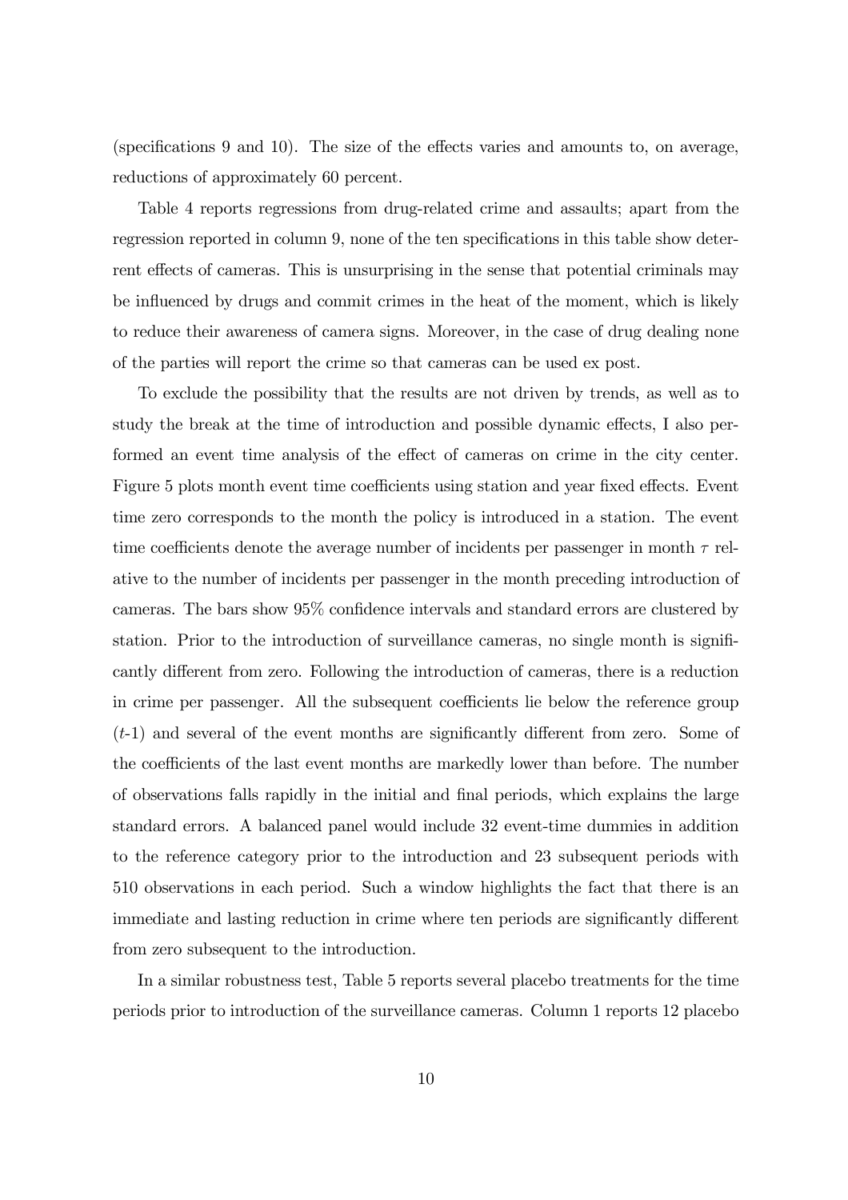(specifications 9 and 10). The size of the effects varies and amounts to, on average, reductions of approximately 60 percent.

Table 4 reports regressions from drug-related crime and assaults; apart from the regression reported in column 9, none of the ten specifications in this table show deterrent effects of cameras. This is unsurprising in the sense that potential criminals may be influenced by drugs and commit crimes in the heat of the moment, which is likely to reduce their awareness of camera signs. Moreover, in the case of drug dealing none of the parties will report the crime so that cameras can be used ex post.

To exclude the possibility that the results are not driven by trends, as well as to study the break at the time of introduction and possible dynamic effects, I also performed an event time analysis of the effect of cameras on crime in the city center. Figure 5 plots month event time coefficients using station and year fixed effects. Event time zero corresponds to the month the policy is introduced in a station. The event time coefficients denote the average number of incidents per passenger in month $\tau$ relative to the number of incidents per passenger in the month preceding introduction of cameras. The bars show 95% confidence intervals and standard errors are clustered by station. Prior to the introduction of surveillance cameras, no single month is significantly different from zero. Following the introduction of cameras, there is a reduction in crime per passenger. All the subsequent coefficients lie below the reference group ($t$-1) and several of the event months are significantly different from zero. Some of the coefficients of the last event months are markedly lower than before. The number of observations falls rapidly in the initial and final periods, which explains the large standard errors. A balanced panel would include 32 event-time dummies in addition to the reference category prior to the introduction and 23 subsequent periods with 510 observations in each period. Such a window highlights the fact that there is an immediate and lasting reduction in crime where ten periods are significantly different from zero subsequent to the introduction.

In a similar robustness test, Table 5 reports several placebo treatments for the time periods prior to introduction of the surveillance cameras. Column 1 reports 12 placebo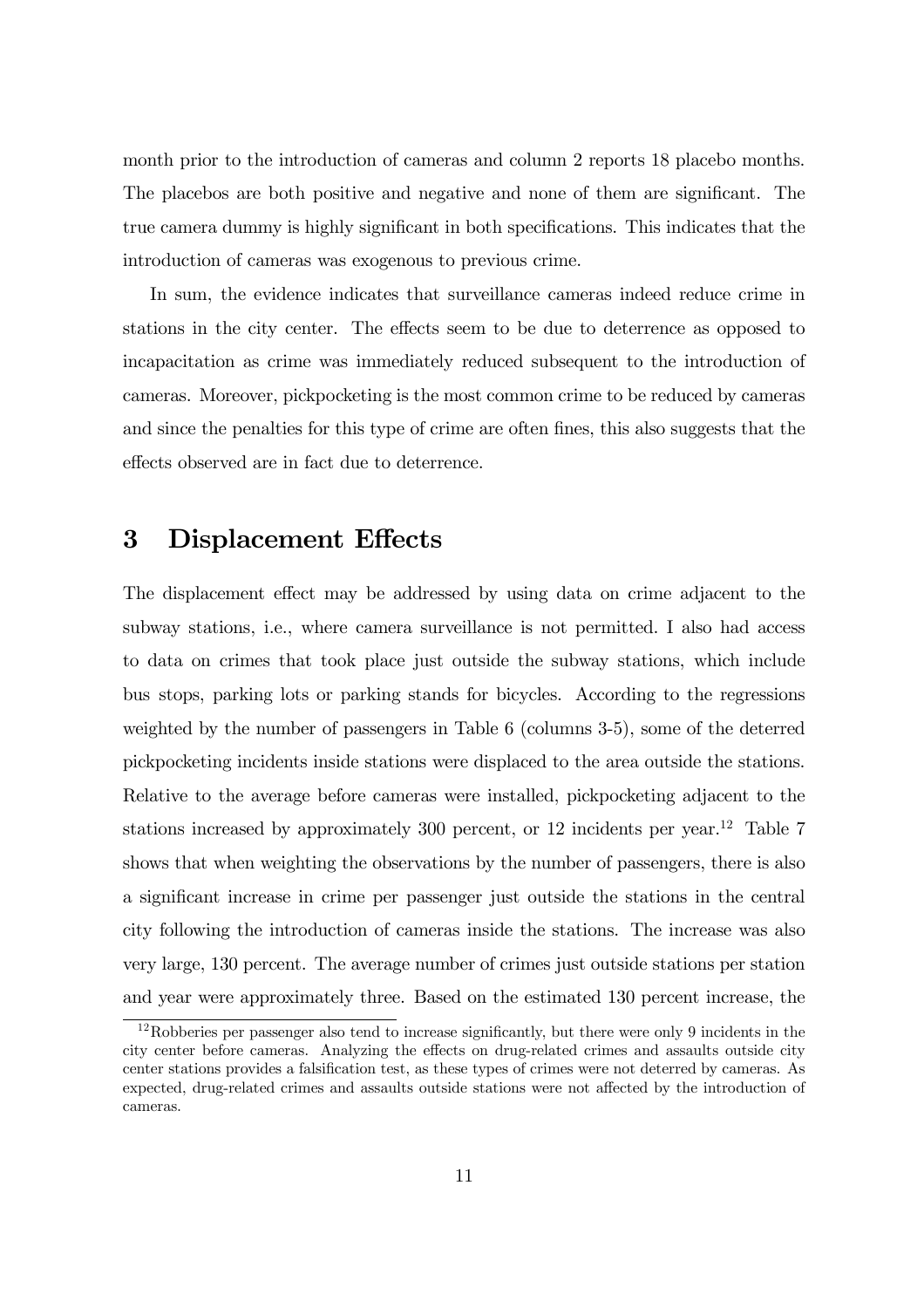month prior to the introduction of cameras and column 2 reports 18 placebo months. The placebos are both positive and negative and none of them are significant. The true camera dummy is highly significant in both specifications. This indicates that the introduction of cameras was exogenous to previous crime.

In sum, the evidence indicates that surveillance cameras indeed reduce crime in stations in the city center. The effects seem to be due to deterrence as opposed to incapacitation as crime was immediately reduced subsequent to the introduction of cameras. Moreover, pickpocketing is the most common crime to be reduced by cameras and since the penalties for this type of crime are often fines, this also suggests that the effects observed are in fact due to deterrence.

# 3 Displacement Effects

The displacement effect may be addressed by using data on crime adjacent to the subway stations, i.e., where camera surveillance is not permitted. I also had access to data on crimes that took place just outside the subway stations, which include bus stops, parking lots or parking stands for bicycles. According to the regressions weighted by the number of passengers in Table 6 (columns 3-5), some of the deterred pickpocketing incidents inside stations were displaced to the area outside the stations. Relative to the average before cameras were installed, pickpocketing adjacent to the stations increased by approximately 300 percent, or 12 incidents per year.[12] Table 7 shows that when weighting the observations by the number of passengers, there is also a significant increase in crime per passenger just outside the stations in the central city following the introduction of cameras inside the stations. The increase was also very large, 130 percent. The average number of crimes just outside stations per station and year were approximately three. Based on the estimated 130 percent increase, the

[12] Robberies per passenger also tend to increase significantly, but there were only 9 incidents in the city center before cameras. Analyzing the effects on drug-related crimes and assaults outside city center stations provides a falsification test, as these types of crimes were not deterred by cameras. As expected, drug-related crimes and assaults outside stations were not affected by the introduction of cameras.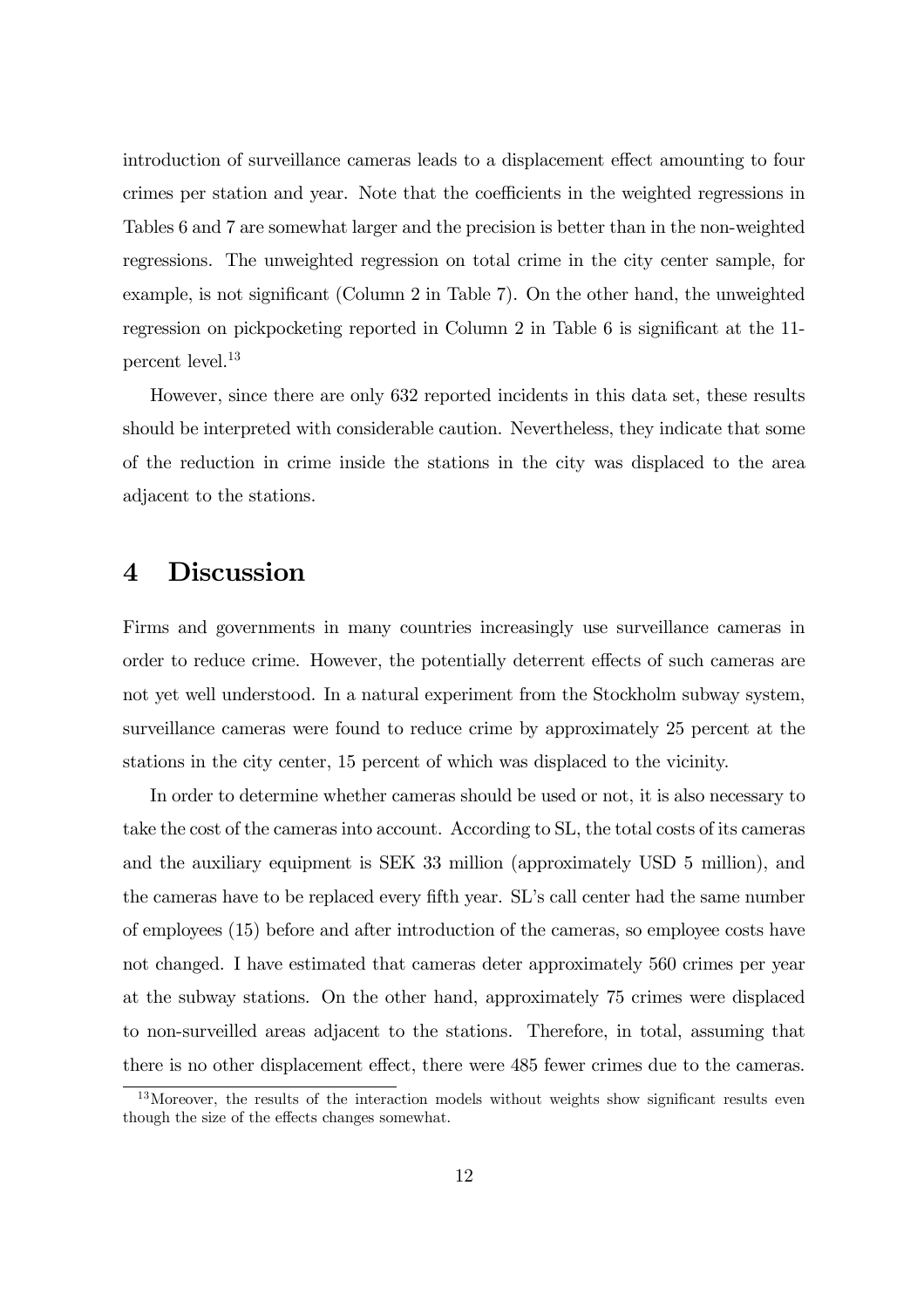introduction of surveillance cameras leads to a displacement effect amounting to four crimes per station and year. Note that the coefficients in the weighted regressions in Tables 6 and 7 are somewhat larger and the precision is better than in the non-weighted regressions. The unweighted regression on total crime in the city center sample, for example, is not significant (Column 2 in Table 7). On the other hand, the unweighted regression on pickpocketing reported in Column 2 in Table 6 is significant at the 11-percent level.[13]

However, since there are only 632 reported incidents in this data set, these results should be interpreted with considerable caution. Nevertheless, they indicate that some of the reduction in crime inside the stations in the city was displaced to the area adjacent to the stations.

# 4 Discussion

Firms and governments in many countries increasingly use surveillance cameras in order to reduce crime. However, the potentially deterrent effects of such cameras are not yet well understood. In a natural experiment from the Stockholm subway system, surveillance cameras were found to reduce crime by approximately 25 percent at the stations in the city center, 15 percent of which was displaced to the vicinity.

In order to determine whether cameras should be used or not, it is also necessary to take the cost of the cameras into account. According to SL, the total costs of its cameras and the auxiliary equipment is SEK 33 million (approximately USD 5 million), and the cameras have to be replaced every fifth year. SL's call center had the same number of employees (15) before and after introduction of the cameras, so employee costs have not changed. I have estimated that cameras deter approximately 560 crimes per year at the subway stations. On the other hand, approximately 75 crimes were displaced to non-surveilled areas adjacent to the stations. Therefore, in total, assuming that there is no other displacement effect, there were 485 fewer crimes due to the cameras.

[13] Moreover, the results of the interaction models without weights show significant results even though the size of the effects changes somewhat.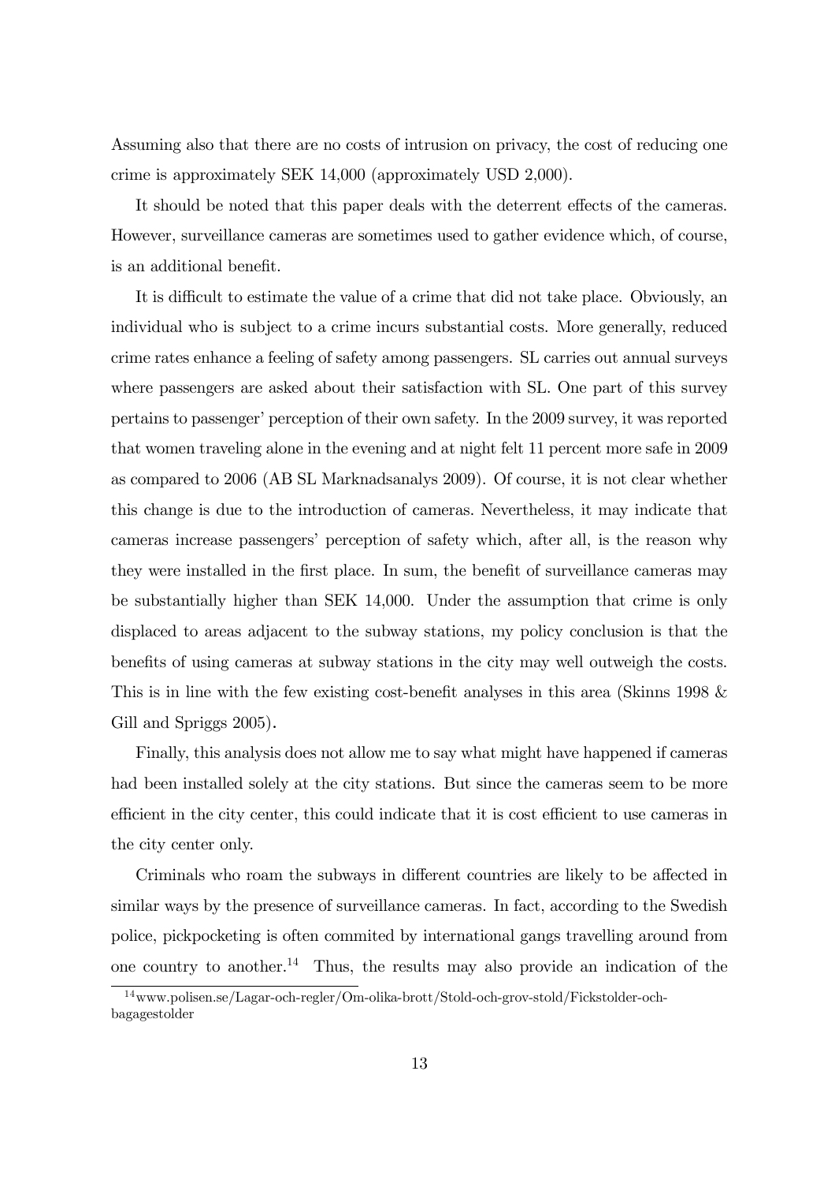Assuming also that there are no costs of intrusion on privacy, the cost of reducing one crime is approximately SEK 14,000 (approximately USD 2,000).

It should be noted that this paper deals with the deterrent effects of the cameras. However, surveillance cameras are sometimes used to gather evidence which, of course, is an additional benefit.

It is difficult to estimate the value of a crime that did not take place. Obviously, an individual who is subject to a crime incurs substantial costs. More generally, reduced crime rates enhance a feeling of safety among passengers. SL carries out annual surveys where passengers are asked about their satisfaction with SL. One part of this survey pertains to passenger' perception of their own safety. In the 2009 survey, it was reported that women traveling alone in the evening and at night felt 11 percent more safe in 2009 as compared to 2006 (AB SL Marknadsanalys 2009). Of course, it is not clear whether this change is due to the introduction of cameras. Nevertheless, it may indicate that cameras increase passengers' perception of safety which, after all, is the reason why they were installed in the first place. In sum, the benefit of surveillance cameras may be substantially higher than SEK 14,000. Under the assumption that crime is only displaced to areas adjacent to the subway stations, my policy conclusion is that the benefits of using cameras at subway stations in the city may well outweigh the costs. This is in line with the few existing cost-benefit analyses in this area (Skinns 1998 & Gill and Spriggs 2005).

Finally, this analysis does not allow me to say what might have happened if cameras had been installed solely at the city stations. But since the cameras seem to be more efficient in the city center, this could indicate that it is cost efficient to use cameras in the city center only.

Criminals who roam the subways in different countries are likely to be affected in similar ways by the presence of surveillance cameras. In fact, according to the Swedish police, pickpocketing is often commited by international gangs travelling around from one country to another.[14] Thus, the results may also provide an indication of the

[14] www.polisen.se/Lagar-och-regler/Om-olika-brott/Stold-och-grov-stold/Fickstolder-och-bagagestolder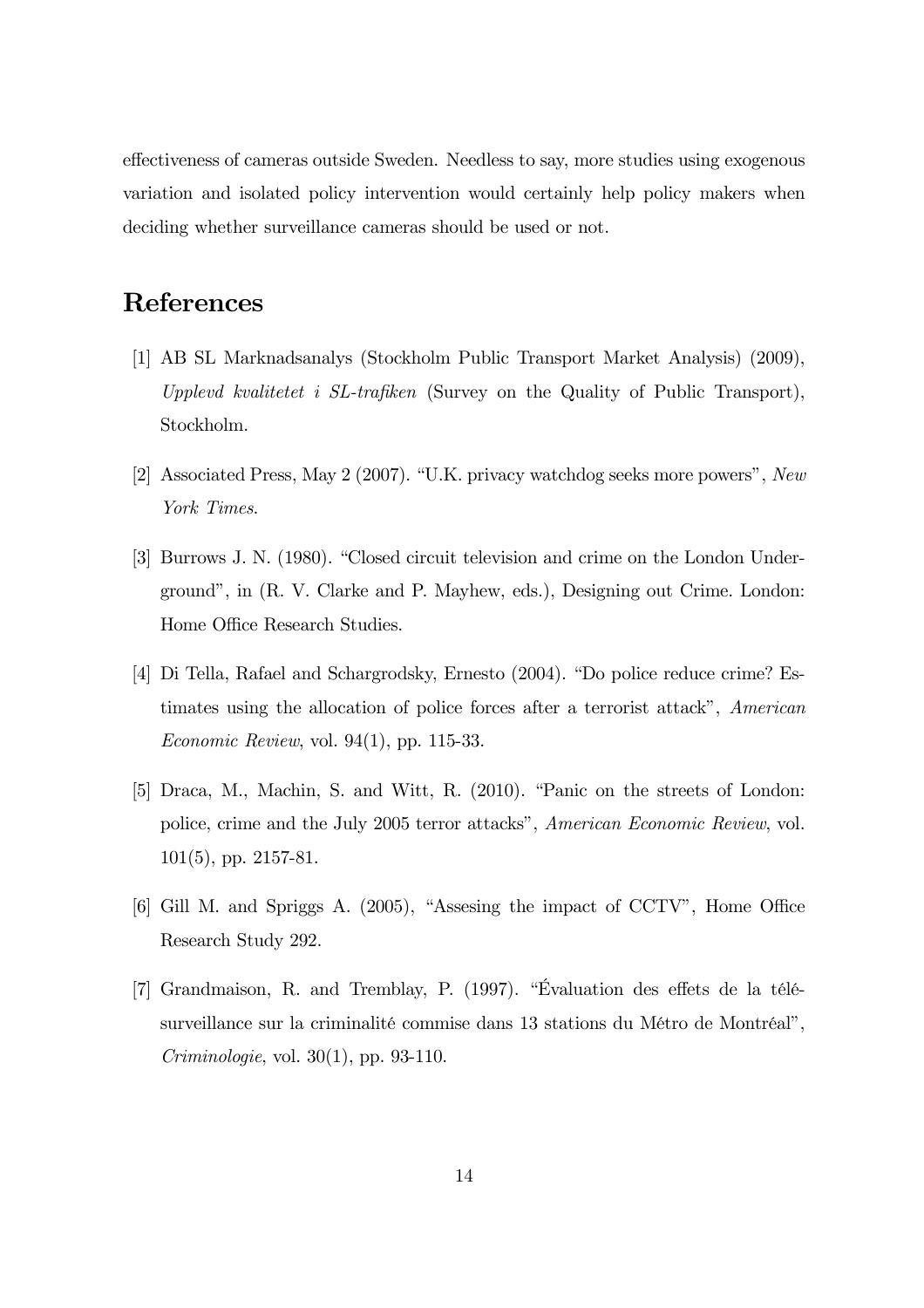effectiveness of cameras outside Sweden. Needless to say, more studies using exogenous variation and isolated policy intervention would certainly help policy makers when deciding whether surveillance cameras should be used or not.

# References

[1] AB SL Marknadsanalys (Stockholm Public Transport Market Analysis) (2009), *Upplevd kvalitetet i SL-trafiken* (Survey on the Quality of Public Transport), Stockholm.

[2] Associated Press, May 2 (2007). "U.K. privacy watchdog seeks more powers", *New York Times*.

[3] Burrows J. N. (1980). "Closed circuit television and crime on the London Underground", in (R. V. Clarke and P. Mayhew, eds.), Designing out Crime. London: Home Office Research Studies.

[4] Di Tella, Rafael and Schargrodsky, Ernesto (2004). "Do police reduce crime? Estimates using the allocation of police forces after a terrorist attack", *American Economic Review*, vol. 94(1), pp. 115-33.

[5] Draca, M., Machin, S. and Witt, R. (2010). "Panic on the streets of London: police, crime and the July 2005 terror attacks", *American Economic Review*, vol. 101(5), pp. 2157-81.

[6] Gill M. and Spriggs A. (2005), "Assesing the impact of CCTV", Home Office Research Study 292.

[7] Grandmaison, R. and Tremblay, P. (1997). "Évaluation des effets de la télésurveillance sur la criminalité commise dans 13 stations du Métro de Montréal", *Criminologie*, vol. 30(1), pp. 93-110.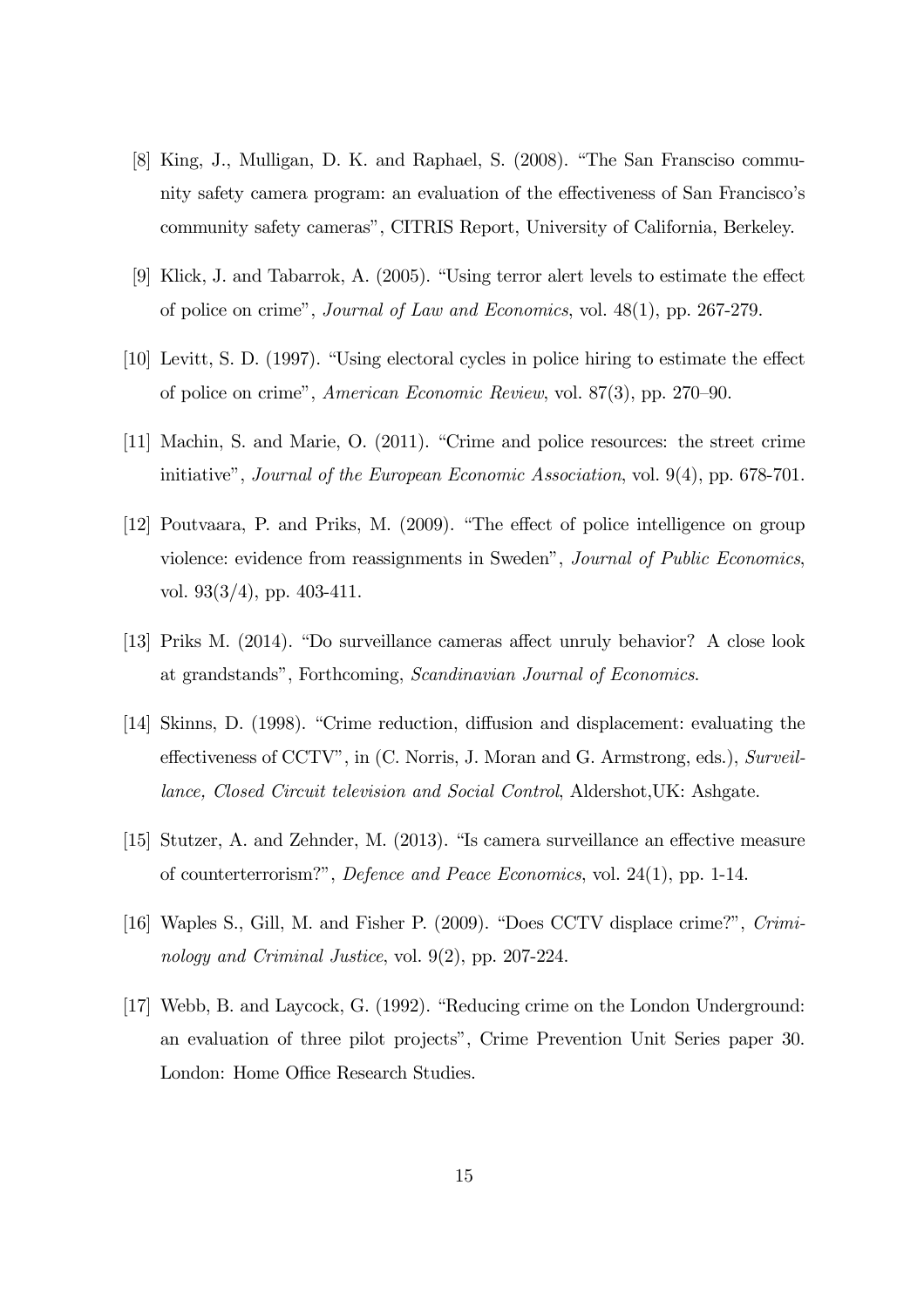[8] King, J., Mulligan, D. K. and Raphael, S. (2008). "The San Fransciso community safety camera program: an evaluation of the effectiveness of San Francisco's community safety cameras", CITRIS Report, University of California, Berkeley.

[9] Klick, J. and Tabarrok, A. (2005). "Using terror alert levels to estimate the effect of police on crime", *Journal of Law and Economics*, vol. 48(1), pp. 267-279.

[10] Levitt, S. D. (1997). "Using electoral cycles in police hiring to estimate the effect of police on crime", *American Economic Review*, vol. 87(3), pp. 270–90.

[11] Machin, S. and Marie, O. (2011). "Crime and police resources: the street crime initiative", *Journal of the European Economic Association*, vol. 9(4), pp. 678-701.

[12] Poutvaara, P. and Priks, M. (2009). "The effect of police intelligence on group violence: evidence from reassignments in Sweden", *Journal of Public Economics*, vol. 93(3/4), pp. 403-411.

[13] Priks M. (2014). "Do surveillance cameras affect unruly behavior? A close look at grandstands", Forthcoming, *Scandinavian Journal of Economics*.

[14] Skinns, D. (1998). "Crime reduction, diffusion and displacement: evaluating the effectiveness of CCTV", in (C. Norris, J. Moran and G. Armstrong, eds.), *Surveillance, Closed Circuit television and Social Control*, Aldershot,UK: Ashgate.

[15] Stutzer, A. and Zehnder, M. (2013). "Is camera surveillance an effective measure of counterterrorism?", *Defence and Peace Economics*, vol. 24(1), pp. 1-14.

[16] Waples S., Gill, M. and Fisher P. (2009). "Does CCTV displace crime?", *Criminology and Criminal Justice*, vol. 9(2), pp. 207-224.

[17] Webb, B. and Laycock, G. (1992). "Reducing crime on the London Underground: an evaluation of three pilot projects", Crime Prevention Unit Series paper 30. London: Home Office Research Studies.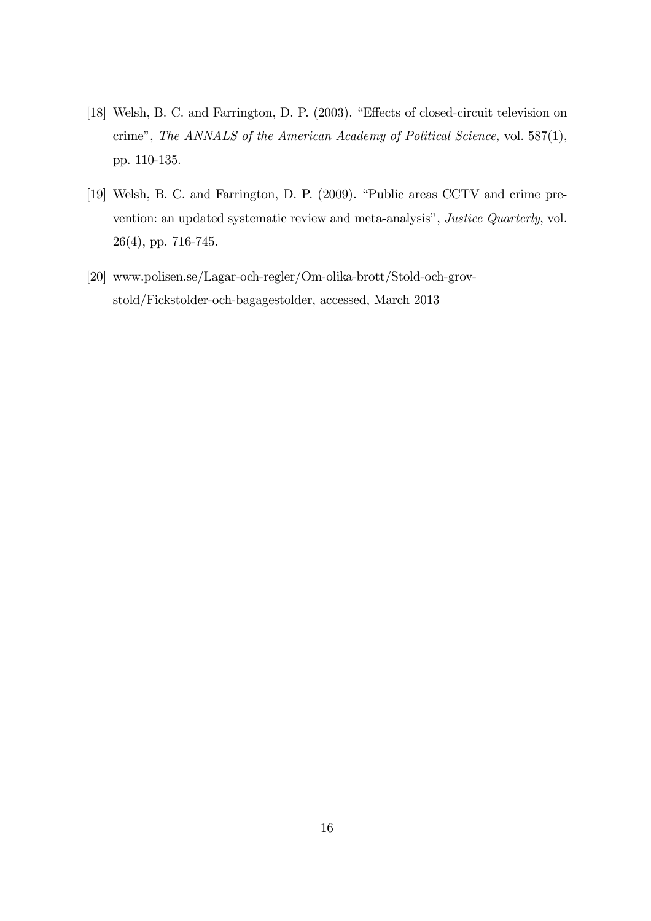[18] Welsh, B. C. and Farrington, D. P. (2003). "Effects of closed-circuit television on crime", *The ANNALS of the American Academy of Political Science,* vol. 587(1), pp. 110-135.

[19] Welsh, B. C. and Farrington, D. P. (2009). "Public areas CCTV and crime prevention: an updated systematic review and meta-analysis", *Justice Quarterly*, vol. 26(4), pp. 716-745.

[20] www.polisen.se/Lagar-och-regler/Om-olika-brott/Stold-och-grov-stold/Fickstolder-och-bagagestolder, accessed, March 2013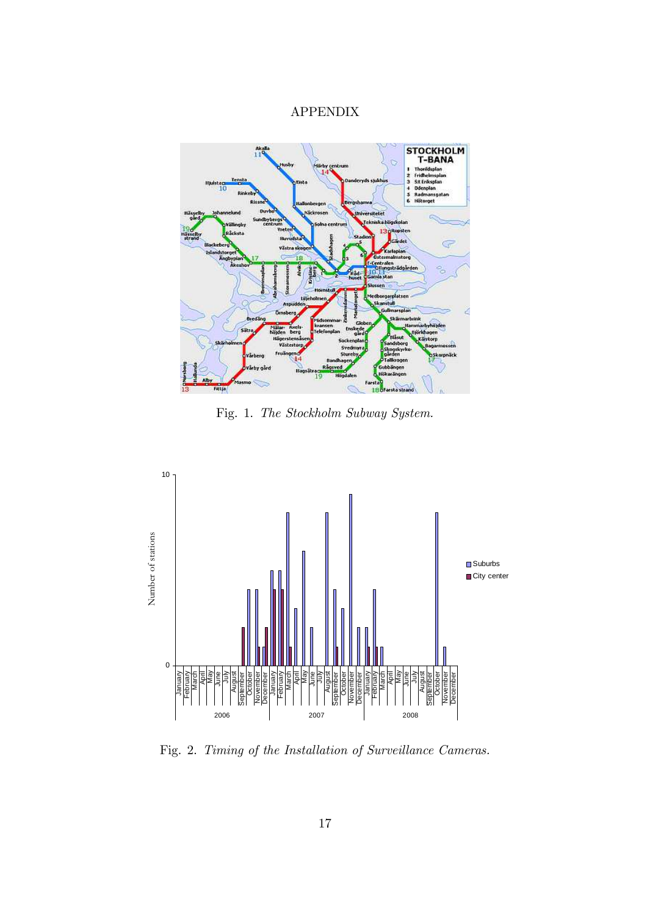# APPENDIX

Fig. 1. *The Stockholm Subway System.*

Fig. 2. *Timing of the Installation of Surveillance Cameras.*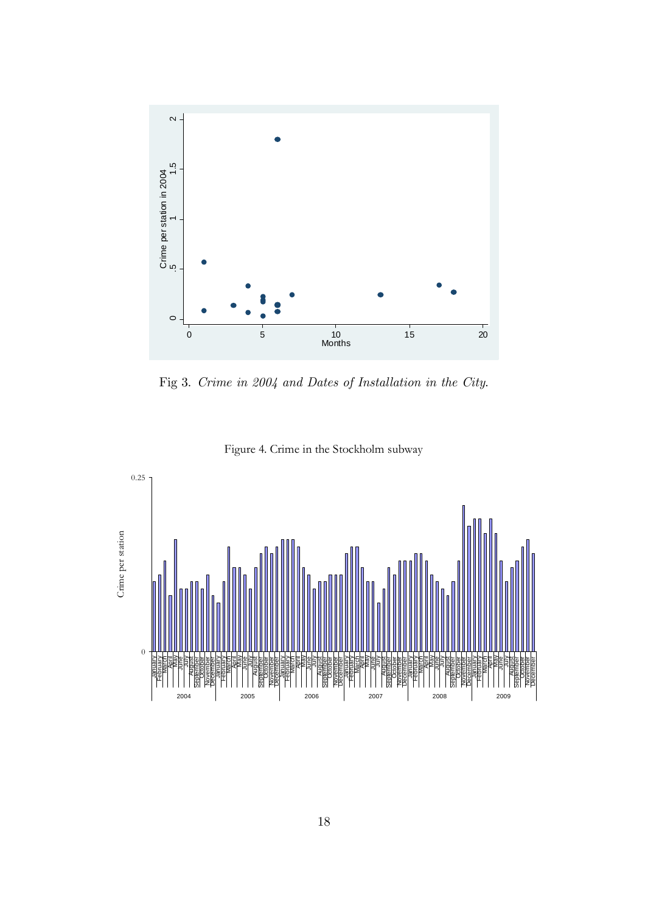Fig 3. *Crime in 2004 and Dates of Installation in the City.*

Figure 4. Crime in the Stockholm subway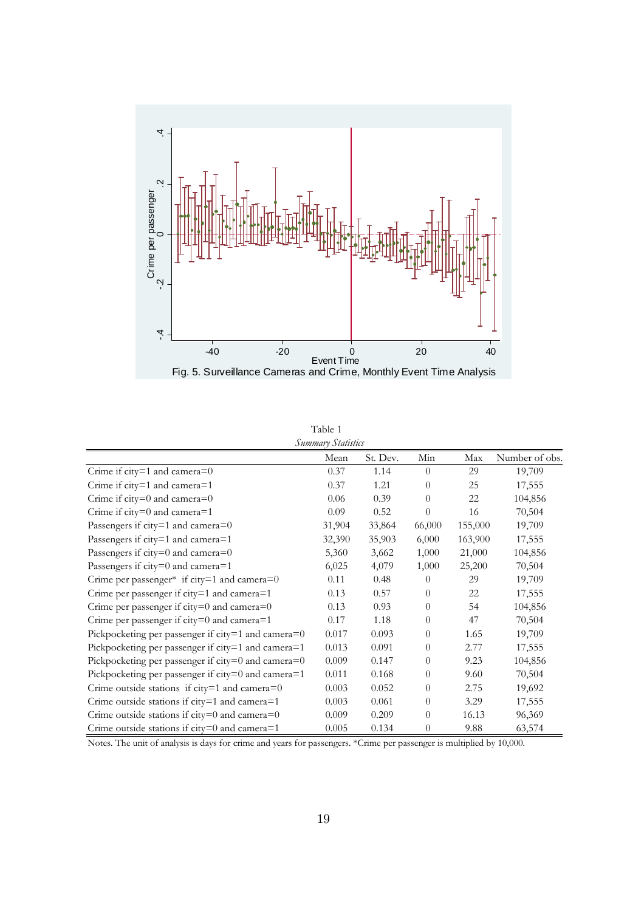Fig. 5. Surveillance Cameras and Crime, Monthly Event Time Analysis

Table 1

*Summary Statistics*

| | Mean | St. Dev. | Min | Max | Number of obs. |
|---|---|---|---|---|---|
| Crime if city=1 and camera=0 | 0.37 | 1.14 | 0 | 29 | 19,709 |
| Crime if city=1 and camera=1 | 0.37 | 1.21 | 0 | 25 | 17,555 |
| Crime if city=0 and camera=0 | 0.06 | 0.39 | 0 | 22 | 104,856 |
| Crime if city=0 and camera=1 | 0.09 | 0.52 | 0 | 16 | 70,504 |
| Passengers if city=1 and camera=0 | 31,904 | 33,864 | 66,000 | 155,000 | 19,709 |
| Passengers if city=1 and camera=1 | 32,390 | 35,903 | 6,000 | 163,900 | 17,555 |
| Passengers if city=0 and camera=0 | 5,360 | 3,662 | 1,000 | 21,000 | 104,856 |
| Passengers if city=0 and camera=1 | 6,025 | 4,079 | 1,000 | 25,200 | 70,504 |
| Crime per passenger* if city=1 and camera=0 | 0.11 | 0.48 | 0 | 29 | 19,709 |
| Crime per passenger if city=1 and camera=1 | 0.13 | 0.57 | 0 | 22 | 17,555 |
| Crime per passenger if city=0 and camera=0 | 0.13 | 0.93 | 0 | 54 | 104,856 |
| Crime per passenger if city=0 and camera=1 | 0.17 | 1.18 | 0 | 47 | 70,504 |
| Pickpocketing per passenger if city=1 and camera=0 | 0.017 | 0.093 | 0 | 1.65 | 19,709 |
| Pickpocketing per passenger if city=1 and camera=1 | 0.013 | 0.091 | 0 | 2.77 | 17,555 |
| Pickpocketing per passenger if city=0 and camera=0 | 0.009 | 0.147 | 0 | 9.23 | 104,856 |
| Pickpocketing per passenger if city=0 and camera=1 | 0.011 | 0.168 | 0 | 9.60 | 70,504 |
| Crime outside stations if city=1 and camera=0 | 0.003 | 0.052 | 0 | 2.75 | 19,692 |
| Crime outside stations if city=1 and camera=1 | 0.003 | 0.061 | 0 | 3.29 | 17,555 |
| Crime outside stations if city=0 and camera=0 | 0.009 | 0.209 | 0 | 16.13 | 96,369 |
| Crime outside stations if city=0 and camera=1 | 0.005 | 0.134 | 0 | 9.88 | 63,574 |

Notes. The unit of analysis is days for crime and years for passengers. *Crime per passenger is multiplied by 10,000.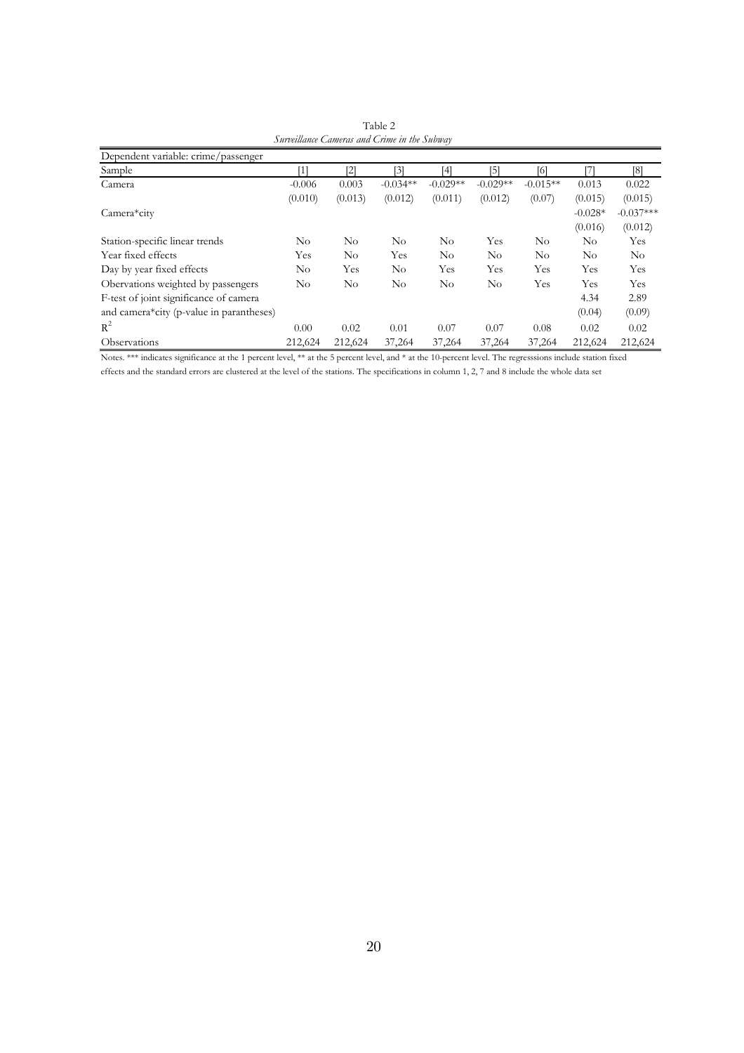Table 2

*Surveillance Cameras and Crime in the Subway*

| Dependent variable: crime/passenger | | | | | | | | |
|---|---|---|---|---|---|---|---|---|
| Sample | [1] | [2] | [3] | [4] | [5] | [6] | [7] | [8] |
| Camera | -0.006 | 0.003 | -0.034** | -0.029** | -0.029** | -0.015** | 0.013 | 0.022 |
| | (0.010) | (0.013) | (0.012) | (0.011) | (0.012) | (0.07) | (0.015) | (0.015) |
| Camera*city | | | | | | | -0.028* | -0.037*** |
| | | | | | | | (0.016) | (0.012) |
| Station-specific linear trends | No | No | No | No | Yes | No | No | Yes |
| Year fixed effects | Yes | No | Yes | No | No | No | No | No |
| Day by year fixed effects | No | Yes | No | Yes | Yes | Yes | Yes | Yes |
| Obervations weighted by passengers | No | No | No | No | No | Yes | Yes | Yes |
| F-test of joint significance of camera | | | | | | | 4.34 | 2.89 |
| and camera*city (p-value in parantheses) | | | | | | | (0.04) | (0.09) |
| $R^2$ | 0.00 | 0.02 | 0.01 | 0.07 | 0.07 | 0.08 | 0.02 | 0.02 |
| Observations | 212,624 | 212,624 | 37,264 | 37,264 | 37,264 | 37,264 | 212,624 | 212,624 |

Notes. *** indicates significance at the 1 percent level, ** at the 5 percent level, and * at the 10-percent level. The regresssions include station fixed effects and the standard errors are clustered at the level of the stations. The specifications in column 1, 2, 7 and 8 include the whole data set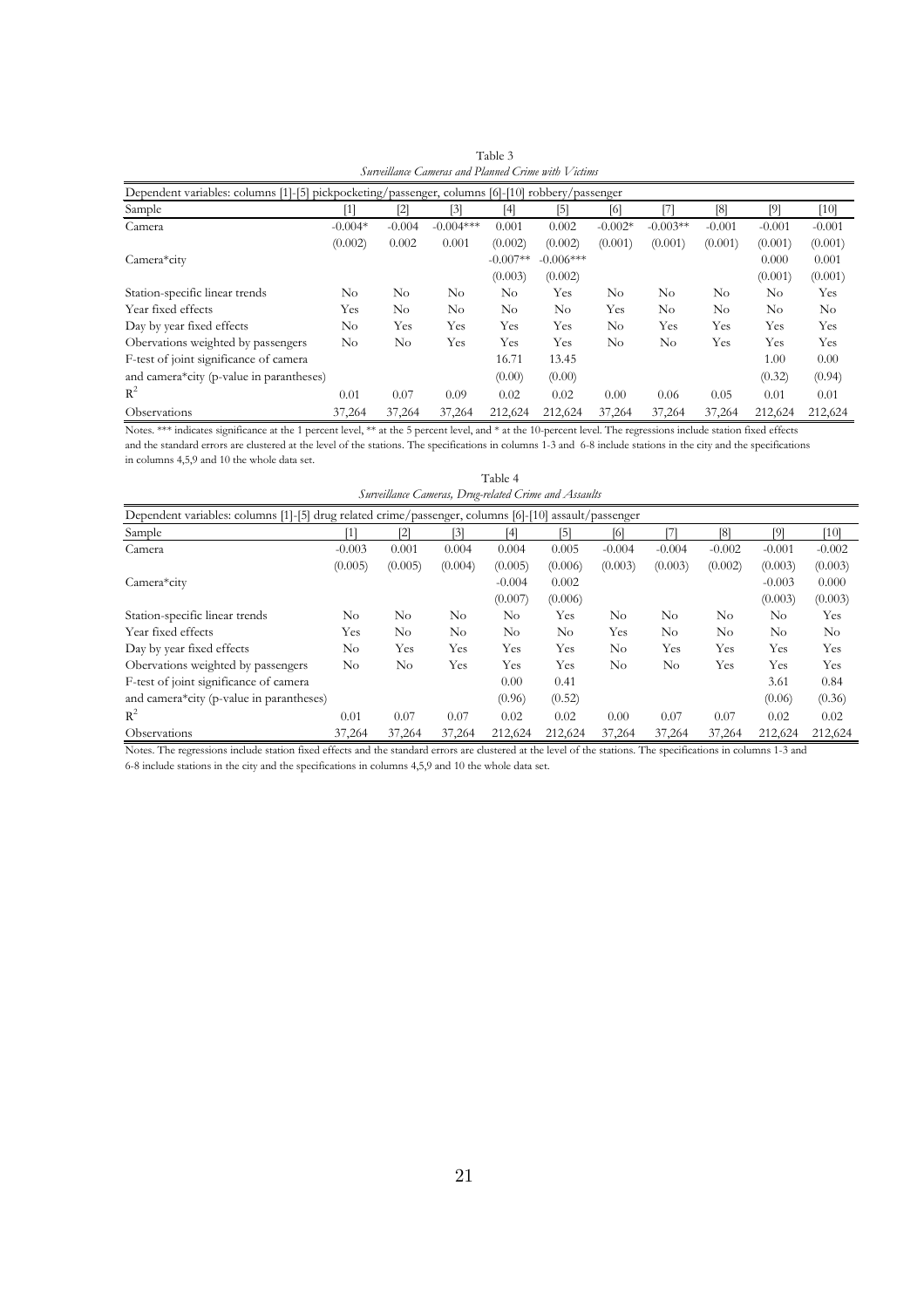Table 3

*Surveillance Cameras and Planned Crime with Victims*

| Dependent variables: columns [1]-[5] pickpocketing/passenger, columns [6]-[10] robbery/passenger | | | | | | | | | | |
|---|---|---|---|---|---|---|---|---|---|---|
| Sample | [1] | [2] | [3] | [4] | [5] | [6] | [7] | [8] | [9] | [10] |
| Camera | -0.004* | -0.004 | -0.004*** | 0.001 | 0.002 | -0.002* | -0.003** | -0.001 | -0.001 | -0.001 |
| | (0.002) | 0.002 | 0.001 | (0.002) | (0.002) | (0.001) | (0.001) | (0.001) | (0.001) | (0.001) |
| Camera*city | | | | -0.007** | -0.006*** | | | | 0.000 | 0.001 |
| | | | | (0.003) | (0.002) | | | | (0.001) | (0.001) |
| Station-specific linear trends | No | No | No | No | Yes | No | No | No | No | Yes |
| Year fixed effects | Yes | No | No | No | No | Yes | No | No | No | No |
| Day by year fixed effects | No | Yes | Yes | Yes | Yes | No | Yes | Yes | Yes | Yes |
| Obervations weighted by passengers | No | No | Yes | Yes | Yes | No | No | Yes | Yes | Yes |
| F-test of joint significance of camera | | | | 16.71 | 13.45 | | | | 1.00 | 0.00 |
| and camera*city (p-value in parantheses) | | | | (0.00) | (0.00) | | | | (0.32) | (0.94) |
| $R^2$ | 0.01 | 0.07 | 0.09 | 0.02 | 0.02 | 0.00 | 0.06 | 0.05 | 0.01 | 0.01 |
| Observations | 37,264 | 37,264 | 37,264 | 212,624 | 212,624 | 37,264 | 37,264 | 37,264 | 212,624 | 212,624 |

Notes. *** indicates significance at the 1 percent level, ** at the 5 percent level, and * at the 10-percent level. The regressions include station fixed effects and the standard errors are clustered at the level of the stations. The specifications in columns 1-3 and 6-8 include stations in the city and the specifications in columns 4,5,9 and 10 the whole data set.

Table 4

*Surveillance Cameras, Drug-related Crime and Assaults*

| Dependent variables: columns [1]-[5] drug related crime/passenger, columns [6]-[10] assault/passenger | | | | | | | | | | |
|---|---|---|---|---|---|---|---|---|---|---|
| Sample | [1] | [2] | [3] | [4] | [5] | [6] | [7] | [8] | [9] | [10] |
| Camera | -0.003 | 0.001 | 0.004 | 0.004 | 0.005 | -0.004 | -0.004 | -0.002 | -0.001 | -0.002 |
| | (0.005) | (0.005) | (0.004) | (0.005) | (0.006) | (0.003) | (0.003) | (0.002) | (0.003) | (0.003) |
| Camera*city | | | | -0.004 | 0.002 | | | | -0.003 | 0.000 |
| | | | | (0.007) | (0.006) | | | | (0.003) | (0.003) |
| Station-specific linear trends | No | No | No | No | Yes | No | No | No | No | Yes |
| Year fixed effects | Yes | No | No | No | No | Yes | No | No | No | No |
| Day by year fixed effects | No | Yes | Yes | Yes | Yes | No | Yes | Yes | Yes | Yes |
| Obervations weighted by passengers | No | No | Yes | Yes | Yes | No | No | Yes | Yes | Yes |
| F-test of joint significance of camera | | | | 0.00 | 0.41 | | | | 3.61 | 0.84 |
| and camera*city (p-value in parantheses) | | | | (0.96) | (0.52) | | | | (0.06) | (0.36) |
| $R^2$ | 0.01 | 0.07 | 0.07 | 0.02 | 0.02 | 0.00 | 0.07 | 0.07 | 0.02 | 0.02 |
| Observations | 37,264 | 37,264 | 37,264 | 212,624 | 212,624 | 37,264 | 37,264 | 37,264 | 212,624 | 212,624 |

Notes. The regressions include station fixed effects and the standard errors are clustered at the level of the stations. The specifications in columns 1-3 and 6-8 include stations in the city and the specifications in columns 4,5,9 and 10 the whole data set.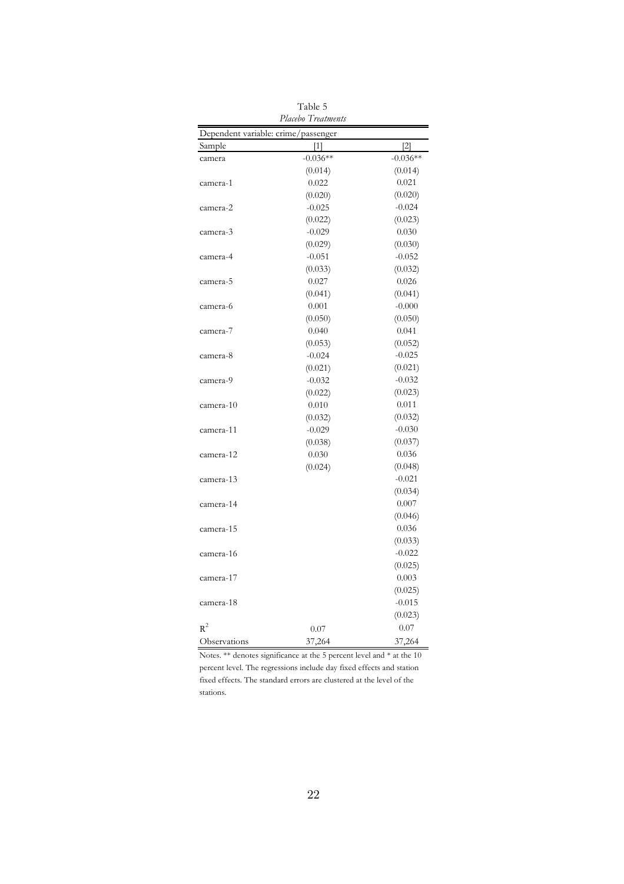Table 5

*Placebo Treatments*

| Dependent variable: crime/passenger | | |
|---|---|---|
| Sample | [1] | [2] |
| camera | -0.036** | -0.036** |
| | (0.014) | (0.014) |
| camera-1 | 0.022 | 0.021 |
| | (0.020) | (0.020) |
| camera-2 | -0.025 | -0.024 |
| | (0.022) | (0.023) |
| camera-3 | -0.029 | 0.030 |
| | (0.029) | (0.030) |
| camera-4 | -0.051 | -0.052 |
| | (0.033) | (0.032) |
| camera-5 | 0.027 | 0.026 |
| | (0.041) | (0.041) |
| camera-6 | 0.001 | -0.000 |
| | (0.050) | (0.050) |
| camera-7 | 0.040 | 0.041 |
| | (0.053) | (0.052) |
| camera-8 | -0.024 | -0.025 |
| | (0.021) | (0.021) |
| camera-9 | -0.032 | -0.032 |
| | (0.022) | (0.023) |
| camera-10 | 0.010 | 0.011 |
| | (0.032) | (0.032) |
| camera-11 | -0.029 | -0.030 |
| | (0.038) | (0.037) |
| camera-12 | 0.030 | 0.036 |
| | (0.024) | (0.048) |
| camera-13 | | -0.021 |
| | | (0.034) |
| camera-14 | | 0.007 |
| | | (0.046) |
| camera-15 | | 0.036 |
| | | (0.033) |
| camera-16 | | -0.022 |
| | | (0.025) |
| camera-17 | | 0.003 |
| | | (0.025) |
| camera-18 | | -0.015 |
| | | (0.023) |
| $R^2$ | 0.07 | 0.07 |
| Observations | 37,264 | 37,264 |

Notes. ** denotes significance at the 5 percent level and * at the 10 percent level. The regressions include day fixed effects and station fixed effects. The standard errors are clustered at the level of the stations.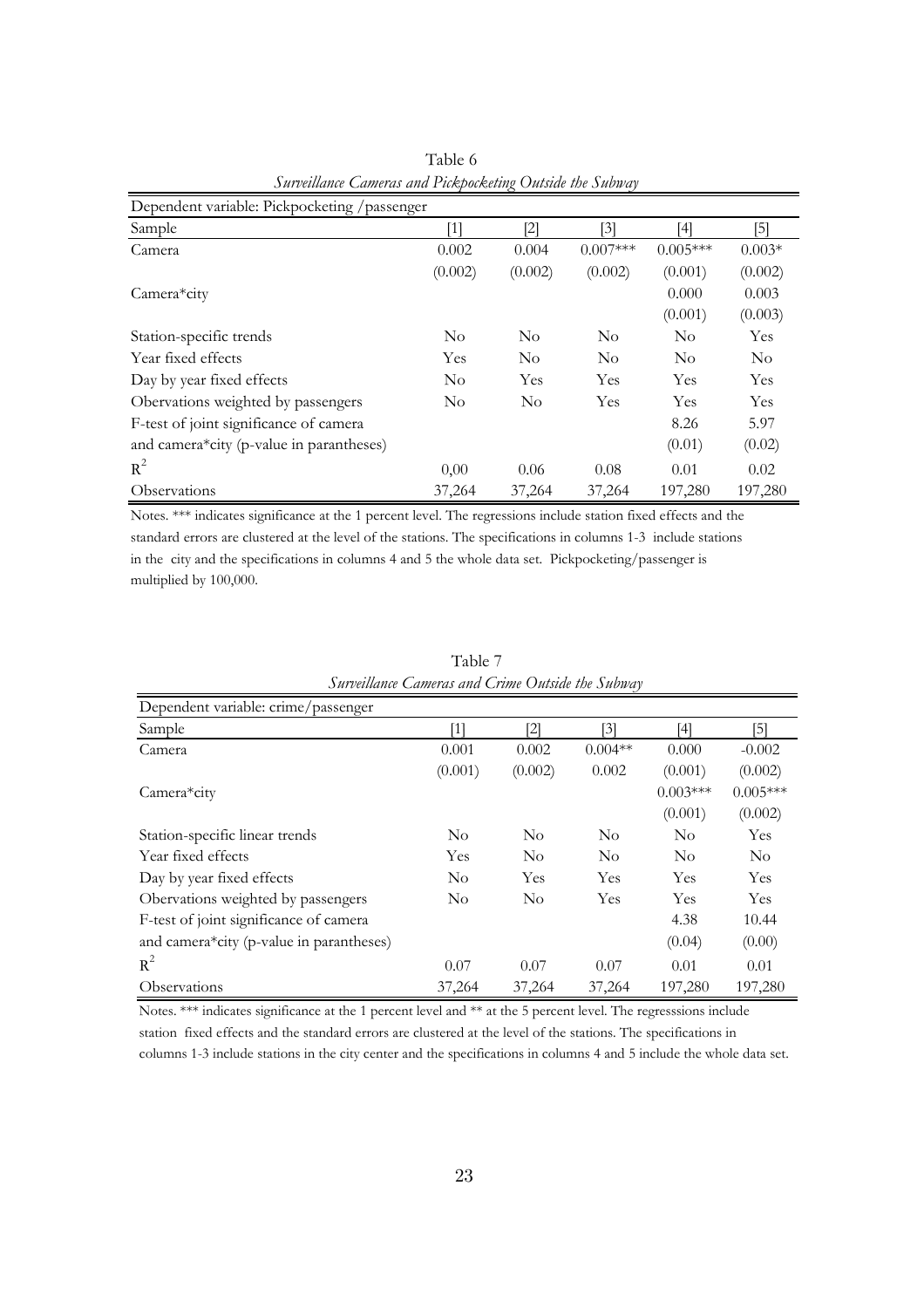Table 6

*Surveillance Cameras and Pickpocketing Outside the Subway*

| Dependent variable: Pickpocketing /passenger | | | | | |
|---|---|---|---|---|---|
| Sample | [1] | [2] | [3] | [4] | [5] |
| Camera | 0.002 | 0.004 | 0.007*** | 0.005*** | 0.003* |
| | (0.002) | (0.002) | (0.002) | (0.001) | (0.002) |
| Camera*city | | | | 0.000 | 0.003 |
| | | | | (0.001) | (0.003) |
| Station-specific trends | No | No | No | No | Yes |
| Year fixed effects | Yes | No | No | No | No |
| Day by year fixed effects | No | Yes | Yes | Yes | Yes |
| Obervations weighted by passengers | No | No | Yes | Yes | Yes |
| F-test of joint significance of camera | | | | 8.26 | 5.97 |
| and camera*city (p-value in parantheses) | | | | (0.01) | (0.02) |
| $R^2$ | 0,00 | 0.06 | 0.08 | 0.01 | 0.02 |
| Observations | 37,264 | 37,264 | 37,264 | 197,280 | 197,280 |

Notes. *** indicates significance at the 1 percent level. The regressions include station fixed effects and the standard errors are clustered at the level of the stations. The specifications in columns 1-3 include stations in the city and the specifications in columns 4 and 5 the whole data set. Pickpocketing/passenger is multiplied by 100,000.

Table 7

*Surveillance Cameras and Crime Outside the Subway*

| Dependent variable: crime/passenger | | | | | |
|---|---|---|---|---|---|
| Sample | [1] | [2] | [3] | [4] | [5] |
| Camera | 0.001 | 0.002 | 0.004** | 0.000 | -0.002 |
| | (0.001) | (0.002) | 0.002 | (0.001) | (0.002) |
| Camera*city | | | | 0.003*** | 0.005*** |
| | | | | (0.001) | (0.002) |
| Station-specific linear trends | No | No | No | No | Yes |
| Year fixed effects | Yes | No | No | No | No |
| Day by year fixed effects | No | Yes | Yes | Yes | Yes |
| Obervations weighted by passengers | No | No | Yes | Yes | Yes |
| F-test of joint significance of camera | | | | 4.38 | 10.44 |
| and camera*city (p-value in parantheses) | | | | (0.04) | (0.00) |
| $R^2$ | 0.07 | 0.07 | 0.07 | 0.01 | 0.01 |
| Observations | 37,264 | 37,264 | 37,264 | 197,280 | 197,280 |

Notes. *** indicates significance at the 1 percent level and ** at the 5 percent level. The regresssions include station fixed effects and the standard errors are clustered at the level of the stations. The specifications in columns 1-3 include stations in the city center and the specifications in columns 4 and 5 include the whole data set.